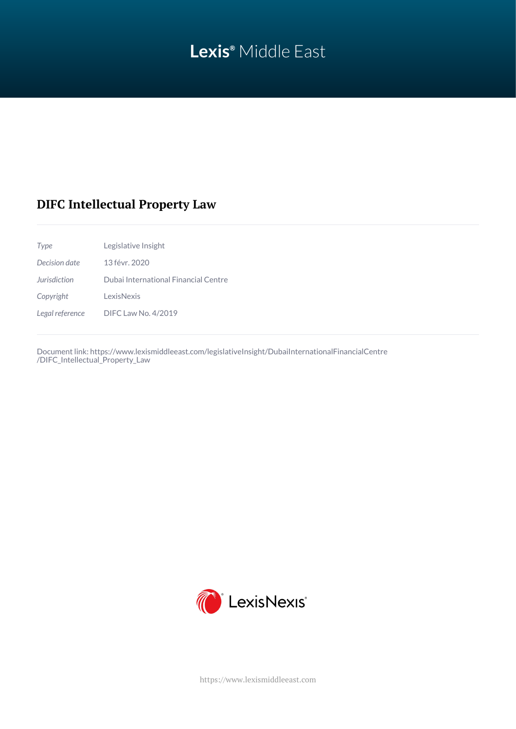Lexis® Middle East

# DIFC Intellectual Property Law

| | |
|---|---|
| *Type* | Legislative Insight |
| *Decision date* | 13 févr. 2020 |
| *Jurisdiction* | Dubai International Financial Centre |
| *Copyright* | LexisNexis |
| *Legal reference* | DIFC Law No. 4/2019 |

Document link: https://www.lexismiddleeast.com/legislativeInsight/DubaiInternationalFinancialCentre/DIFC_Intellectual_Property_Law

LexisNexis®

https://www.lexismiddleeast.com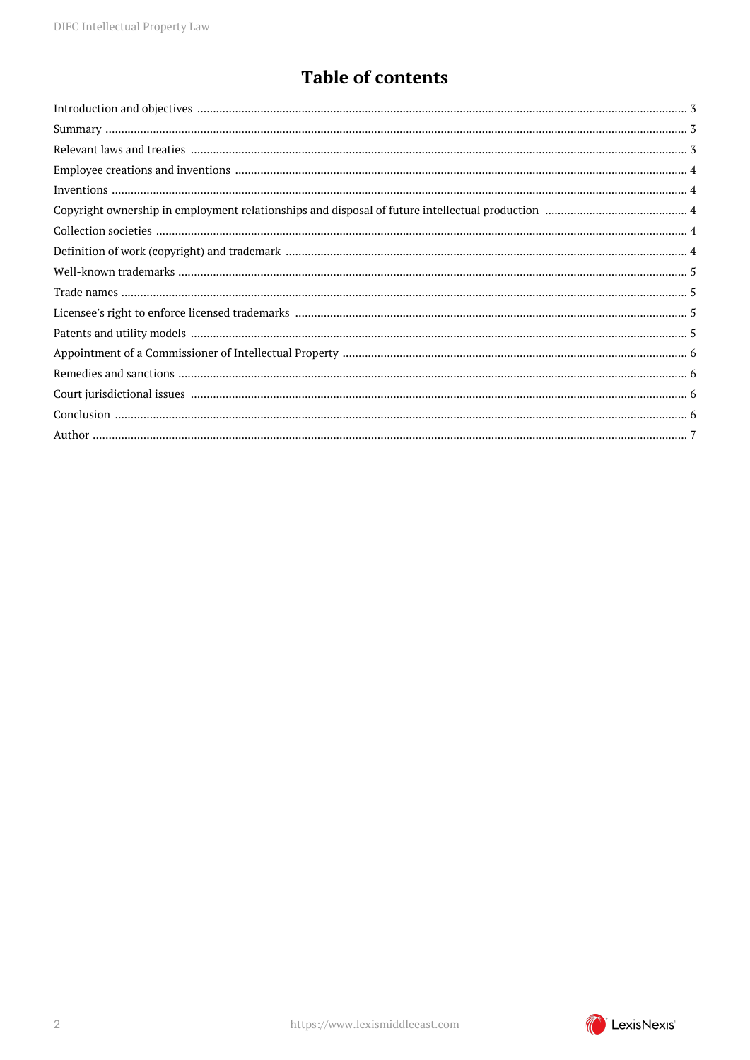# Table of contents

- Introduction and objectives ... 3
- Summary ... 3
- Relevant laws and treaties ... 3
- Employee creations and inventions ... 4
- Inventions ... 4
- Copyright ownership in employment relationships and disposal of future intellectual production ... 4
- Collection societies ... 4
- Definition of work (copyright) and trademark ... 4
- Well-known trademarks ... 5
- Trade names ... 5
- Licensee's right to enforce licensed trademarks ... 5
- Patents and utility models ... 5
- Appointment of a Commissioner of Intellectual Property ... 6
- Remedies and sanctions ... 6
- Court jurisdictional issues ... 6
- Conclusion ... 6
- Author ... 7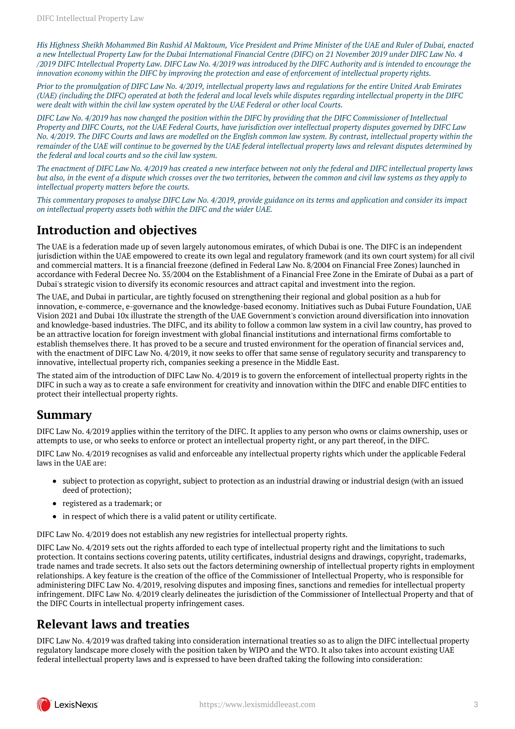*His Highness Sheikh Mohammed Bin Rashid Al Maktoum, Vice President and Prime Minister of the UAE and Ruler of Dubai, enacted a new Intellectual Property Law for the Dubai International Financial Centre (DIFC) on 21 November 2019 under DIFC Law No. 4 /2019 DIFC Intellectual Property Law. DIFC Law No. 4/2019 was introduced by the DIFC Authority and is intended to encourage the innovation economy within the DIFC by improving the protection and ease of enforcement of intellectual property rights.*

*Prior to the promulgation of DIFC Law No. 4/2019, intellectual property laws and regulations for the entire United Arab Emirates (UAE) (including the DIFC) operated at both the federal and local levels while disputes regarding intellectual property in the DIFC were dealt with within the civil law system operated by the UAE Federal or other local Courts.*

*DIFC Law No. 4/2019 has now changed the position within the DIFC by providing that the DIFC Commissioner of Intellectual Property and DIFC Courts, not the UAE Federal Courts, have jurisdiction over intellectual property disputes governed by DIFC Law No. 4/2019. The DIFC Courts and laws are modelled on the English common law system. By contrast, intellectual property within the remainder of the UAE will continue to be governed by the UAE federal intellectual property laws and relevant disputes determined by the federal and local courts and so the civil law system.*

*The enactment of DIFC Law No. 4/2019 has created a new interface between not only the federal and DIFC intellectual property laws but also, in the event of a dispute which crosses over the two territories, between the common and civil law systems as they apply to intellectual property matters before the courts.*

*This commentary proposes to analyse DIFC Law No. 4/2019, provide guidance on its terms and application and consider its impact on intellectual property assets both within the DIFC and the wider UAE.*

## Introduction and objectives

The UAE is a federation made up of seven largely autonomous emirates, of which Dubai is one. The DIFC is an independent jurisdiction within the UAE empowered to create its own legal and regulatory framework (and its own court system) for all civil and commercial matters. It is a financial freezone (defined in Federal Law No. 8/2004 on Financial Free Zones) launched in accordance with Federal Decree No. 35/2004 on the Establishment of a Financial Free Zone in the Emirate of Dubai as a part of Dubai's strategic vision to diversify its economic resources and attract capital and investment into the region.

The UAE, and Dubai in particular, are tightly focused on strengthening their regional and global position as a hub for innovation, e-commerce, e-governance and the knowledge-based economy. Initiatives such as Dubai Future Foundation, UAE Vision 2021 and Dubai 10x illustrate the strength of the UAE Government's conviction around diversification into innovation and knowledge-based industries. The DIFC, and its ability to follow a common law system in a civil law country, has proved to be an attractive location for foreign investment with global financial institutions and international firms comfortable to establish themselves there. It has proved to be a secure and trusted environment for the operation of financial services and, with the enactment of DIFC Law No. 4/2019, it now seeks to offer that same sense of regulatory security and transparency to innovative, intellectual property rich, companies seeking a presence in the Middle East.

The stated aim of the introduction of DIFC Law No. 4/2019 is to govern the enforcement of intellectual property rights in the DIFC in such a way as to create a safe environment for creativity and innovation within the DIFC and enable DIFC entities to protect their intellectual property rights.

## Summary

DIFC Law No. 4/2019 applies within the territory of the DIFC. It applies to any person who owns or claims ownership, uses or attempts to use, or who seeks to enforce or protect an intellectual property right, or any part thereof, in the DIFC.

DIFC Law No. 4/2019 recognises as valid and enforceable any intellectual property rights which under the applicable Federal laws in the UAE are:

- subject to protection as copyright, subject to protection as an industrial drawing or industrial design (with an issued deed of protection);
- registered as a trademark; or
- in respect of which there is a valid patent or utility certificate.

DIFC Law No. 4/2019 does not establish any new registries for intellectual property rights.

DIFC Law No. 4/2019 sets out the rights afforded to each type of intellectual property right and the limitations to such protection. It contains sections covering patents, utility certificates, industrial designs and drawings, copyright, trademarks, trade names and trade secrets. It also sets out the factors determining ownership of intellectual property rights in employment relationships. A key feature is the creation of the office of the Commissioner of Intellectual Property, who is responsible for administering DIFC Law No. 4/2019, resolving disputes and imposing fines, sanctions and remedies for intellectual property infringement. DIFC Law No. 4/2019 clearly delineates the jurisdiction of the Commissioner of Intellectual Property and that of the DIFC Courts in intellectual property infringement cases.

## Relevant laws and treaties

DIFC Law No. 4/2019 was drafted taking into consideration international treaties so as to align the DIFC intellectual property regulatory landscape more closely with the position taken by WIPO and the WTO. It also takes into account existing UAE federal intellectual property laws and is expressed to have been drafted taking the following into consideration: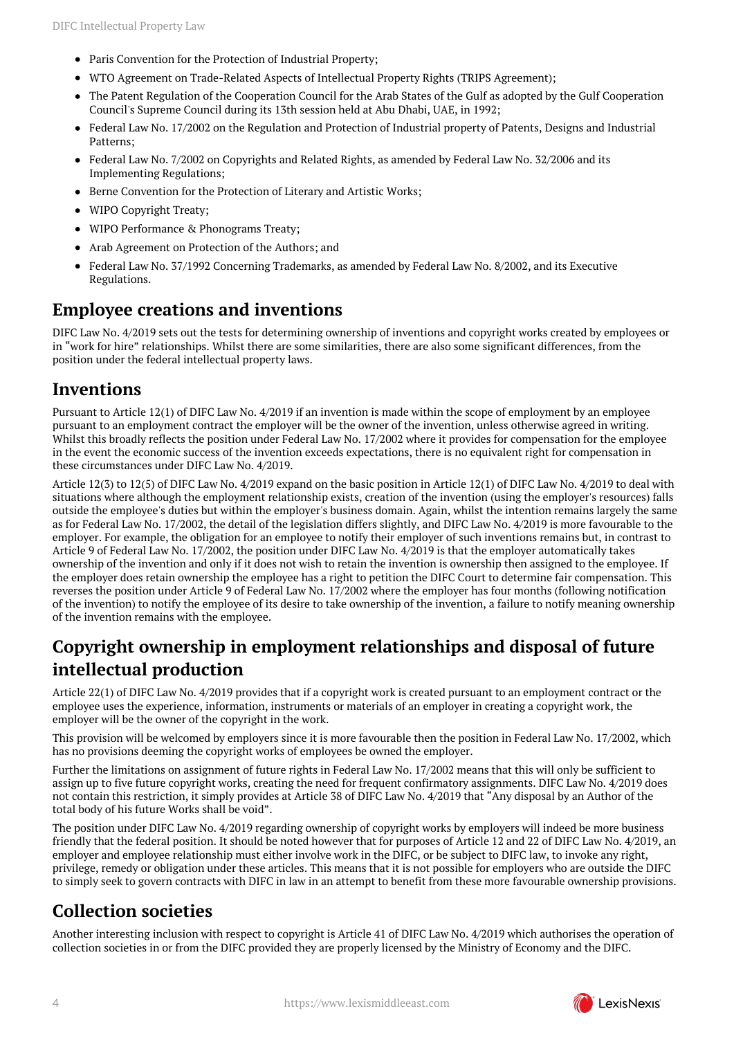- Paris Convention for the Protection of Industrial Property;
- WTO Agreement on Trade-Related Aspects of Intellectual Property Rights (TRIPS Agreement);
- The Patent Regulation of the Cooperation Council for the Arab States of the Gulf as adopted by the Gulf Cooperation Council's Supreme Council during its 13th session held at Abu Dhabi, UAE, in 1992;
- Federal Law No. 17/2002 on the Regulation and Protection of Industrial property of Patents, Designs and Industrial Patterns;
- Federal Law No. 7/2002 on Copyrights and Related Rights, as amended by Federal Law No. 32/2006 and its Implementing Regulations;
- Berne Convention for the Protection of Literary and Artistic Works;
- WIPO Copyright Treaty;
- WIPO Performance & Phonograms Treaty;
- Arab Agreement on Protection of the Authors; and
- Federal Law No. 37/1992 Concerning Trademarks, as amended by Federal Law No. 8/2002, and its Executive Regulations.

## Employee creations and inventions

DIFC Law No. 4/2019 sets out the tests for determining ownership of inventions and copyright works created by employees or in "work for hire" relationships. Whilst there are some similarities, there are also some significant differences, from the position under the federal intellectual property laws.

## Inventions

Pursuant to Article 12(1) of DIFC Law No. 4/2019 if an invention is made within the scope of employment by an employee pursuant to an employment contract the employer will be the owner of the invention, unless otherwise agreed in writing. Whilst this broadly reflects the position under Federal Law No. 17/2002 where it provides for compensation for the employee in the event the economic success of the invention exceeds expectations, there is no equivalent right for compensation in these circumstances under DIFC Law No. 4/2019.

Article 12(3) to 12(5) of DIFC Law No. 4/2019 expand on the basic position in Article 12(1) of DIFC Law No. 4/2019 to deal with situations where although the employment relationship exists, creation of the invention (using the employer's resources) falls outside the employee's duties but within the employer's business domain. Again, whilst the intention remains largely the same as for Federal Law No. 17/2002, the detail of the legislation differs slightly, and DIFC Law No. 4/2019 is more favourable to the employer. For example, the obligation for an employee to notify their employer of such inventions remains but, in contrast to Article 9 of Federal Law No. 17/2002, the position under DIFC Law No. 4/2019 is that the employer automatically takes ownership of the invention and only if it does not wish to retain the invention is ownership then assigned to the employee. If the employer does retain ownership the employee has a right to petition the DIFC Court to determine fair compensation. This reverses the position under Article 9 of Federal Law No. 17/2002 where the employer has four months (following notification of the invention) to notify the employee of its desire to take ownership of the invention, a failure to notify meaning ownership of the invention remains with the employee.

## Copyright ownership in employment relationships and disposal of future intellectual production

Article 22(1) of DIFC Law No. 4/2019 provides that if a copyright work is created pursuant to an employment contract or the employee uses the experience, information, instruments or materials of an employer in creating a copyright work, the employer will be the owner of the copyright in the work.

This provision will be welcomed by employers since it is more favourable then the position in Federal Law No. 17/2002, which has no provisions deeming the copyright works of employees be owned the employer.

Further the limitations on assignment of future rights in Federal Law No. 17/2002 means that this will only be sufficient to assign up to five future copyright works, creating the need for frequent confirmatory assignments. DIFC Law No. 4/2019 does not contain this restriction, it simply provides at Article 38 of DIFC Law No. 4/2019 that "Any disposal by an Author of the total body of his future Works shall be void".

The position under DIFC Law No. 4/2019 regarding ownership of copyright works by employers will indeed be more business friendly that the federal position. It should be noted however that for purposes of Article 12 and 22 of DIFC Law No. 4/2019, an employer and employee relationship must either involve work in the DIFC, or be subject to DIFC law, to invoke any right, privilege, remedy or obligation under these articles. This means that it is not possible for employers who are outside the DIFC to simply seek to govern contracts with DIFC in law in an attempt to benefit from these more favourable ownership provisions.

## Collection societies

Another interesting inclusion with respect to copyright is Article 41 of DIFC Law No. 4/2019 which authorises the operation of collection societies in or from the DIFC provided they are properly licensed by the Ministry of Economy and the DIFC.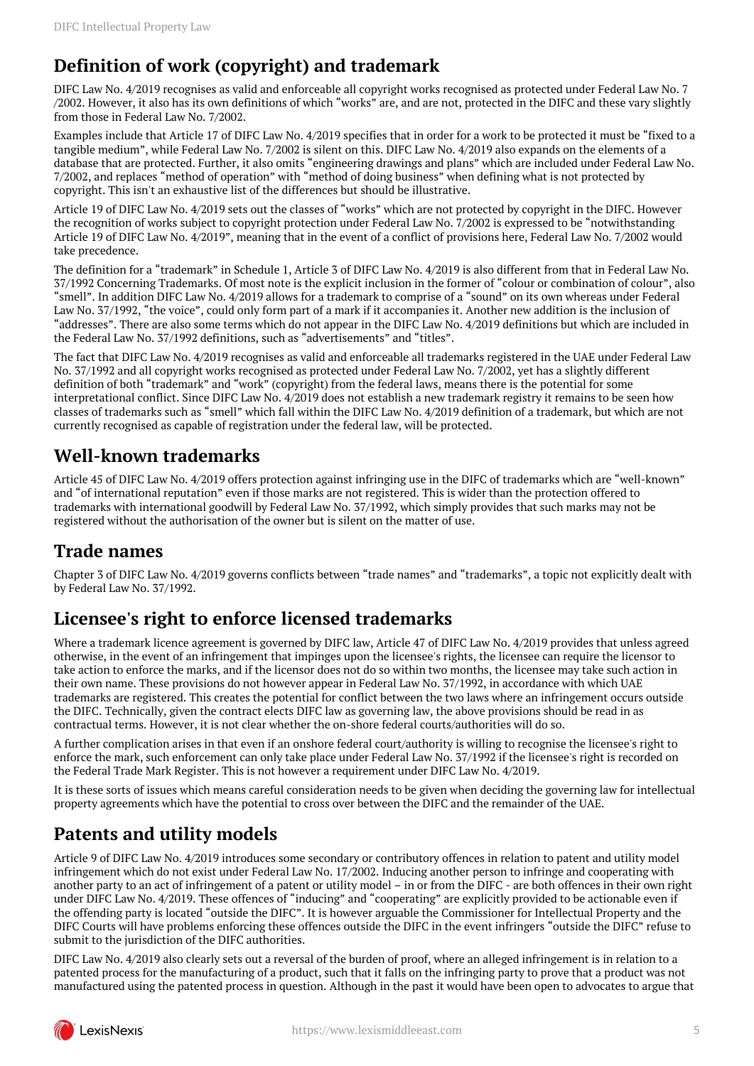## Definition of work (copyright) and trademark

DIFC Law No. 4/2019 recognises as valid and enforceable all copyright works recognised as protected under Federal Law No. 7/2002. However, it also has its own definitions of which "works" are, and are not, protected in the DIFC and these vary slightly from those in Federal Law No. 7/2002.

Examples include that Article 17 of DIFC Law No. 4/2019 specifies that in order for a work to be protected it must be "fixed to a tangible medium", while Federal Law No. 7/2002 is silent on this. DIFC Law No. 4/2019 also expands on the elements of a database that are protected. Further, it also omits "engineering drawings and plans" which are included under Federal Law No. 7/2002, and replaces "method of operation" with "method of doing business" when defining what is not protected by copyright. This isn't an exhaustive list of the differences but should be illustrative.

Article 19 of DIFC Law No. 4/2019 sets out the classes of "works" which are not protected by copyright in the DIFC. However the recognition of works subject to copyright protection under Federal Law No. 7/2002 is expressed to be "notwithstanding Article 19 of DIFC Law No. 4/2019", meaning that in the event of a conflict of provisions here, Federal Law No. 7/2002 would take precedence.

The definition for a "trademark" in Schedule 1, Article 3 of DIFC Law No. 4/2019 is also different from that in Federal Law No. 37/1992 Concerning Trademarks. Of most note is the explicit inclusion in the former of "colour or combination of colour", also "smell". In addition DIFC Law No. 4/2019 allows for a trademark to comprise of a "sound" on its own whereas under Federal Law No. 37/1992, "the voice", could only form part of a mark if it accompanies it. Another new addition is the inclusion of "addresses". There are also some terms which do not appear in the DIFC Law No. 4/2019 definitions but which are included in the Federal Law No. 37/1992 definitions, such as "advertisements" and "titles".

The fact that DIFC Law No. 4/2019 recognises as valid and enforceable all trademarks registered in the UAE under Federal Law No. 37/1992 and all copyright works recognised as protected under Federal Law No. 7/2002, yet has a slightly different definition of both "trademark" and "work" (copyright) from the federal laws, means there is the potential for some interpretational conflict. Since DIFC Law No. 4/2019 does not establish a new trademark registry it remains to be seen how classes of trademarks such as "smell" which fall within the DIFC Law No. 4/2019 definition of a trademark, but which are not currently recognised as capable of registration under the federal law, will be protected.

## Well-known trademarks

Article 45 of DIFC Law No. 4/2019 offers protection against infringing use in the DIFC of trademarks which are "well-known" and "of international reputation" even if those marks are not registered. This is wider than the protection offered to trademarks with international goodwill by Federal Law No. 37/1992, which simply provides that such marks may not be registered without the authorisation of the owner but is silent on the matter of use.

## Trade names

Chapter 3 of DIFC Law No. 4/2019 governs conflicts between "trade names" and "trademarks", a topic not explicitly dealt with by Federal Law No. 37/1992.

## Licensee's right to enforce licensed trademarks

Where a trademark licence agreement is governed by DIFC law, Article 47 of DIFC Law No. 4/2019 provides that unless agreed otherwise, in the event of an infringement that impinges upon the licensee's rights, the licensee can require the licensor to take action to enforce the marks, and if the licensor does not do so within two months, the licensee may take such action in their own name. These provisions do not however appear in Federal Law No. 37/1992, in accordance with which UAE trademarks are registered. This creates the potential for conflict between the two laws where an infringement occurs outside the DIFC. Technically, given the contract elects DIFC law as governing law, the above provisions should be read in as contractual terms. However, it is not clear whether the on-shore federal courts/authorities will do so.

A further complication arises in that even if an onshore federal court/authority is willing to recognise the licensee's right to enforce the mark, such enforcement can only take place under Federal Law No. 37/1992 if the licensee's right is recorded on the Federal Trade Mark Register. This is not however a requirement under DIFC Law No. 4/2019.

It is these sorts of issues which means careful consideration needs to be given when deciding the governing law for intellectual property agreements which have the potential to cross over between the DIFC and the remainder of the UAE.

## Patents and utility models

Article 9 of DIFC Law No. 4/2019 introduces some secondary or contributory offences in relation to patent and utility model infringement which do not exist under Federal Law No. 17/2002. Inducing another person to infringe and cooperating with another party to an act of infringement of a patent or utility model – in or from the DIFC - are both offences in their own right under DIFC Law No. 4/2019. These offences of "inducing" and "cooperating" are explicitly provided to be actionable even if the offending party is located "outside the DIFC". It is however arguable the Commissioner for Intellectual Property and the DIFC Courts will have problems enforcing these offences outside the DIFC in the event infringers "outside the DIFC" refuse to submit to the jurisdiction of the DIFC authorities.

DIFC Law No. 4/2019 also clearly sets out a reversal of the burden of proof, where an alleged infringement is in relation to a patented process for the manufacturing of a product, such that it falls on the infringing party to prove that a product was not manufactured using the patented process in question. Although in the past it would have been open to advocates to argue that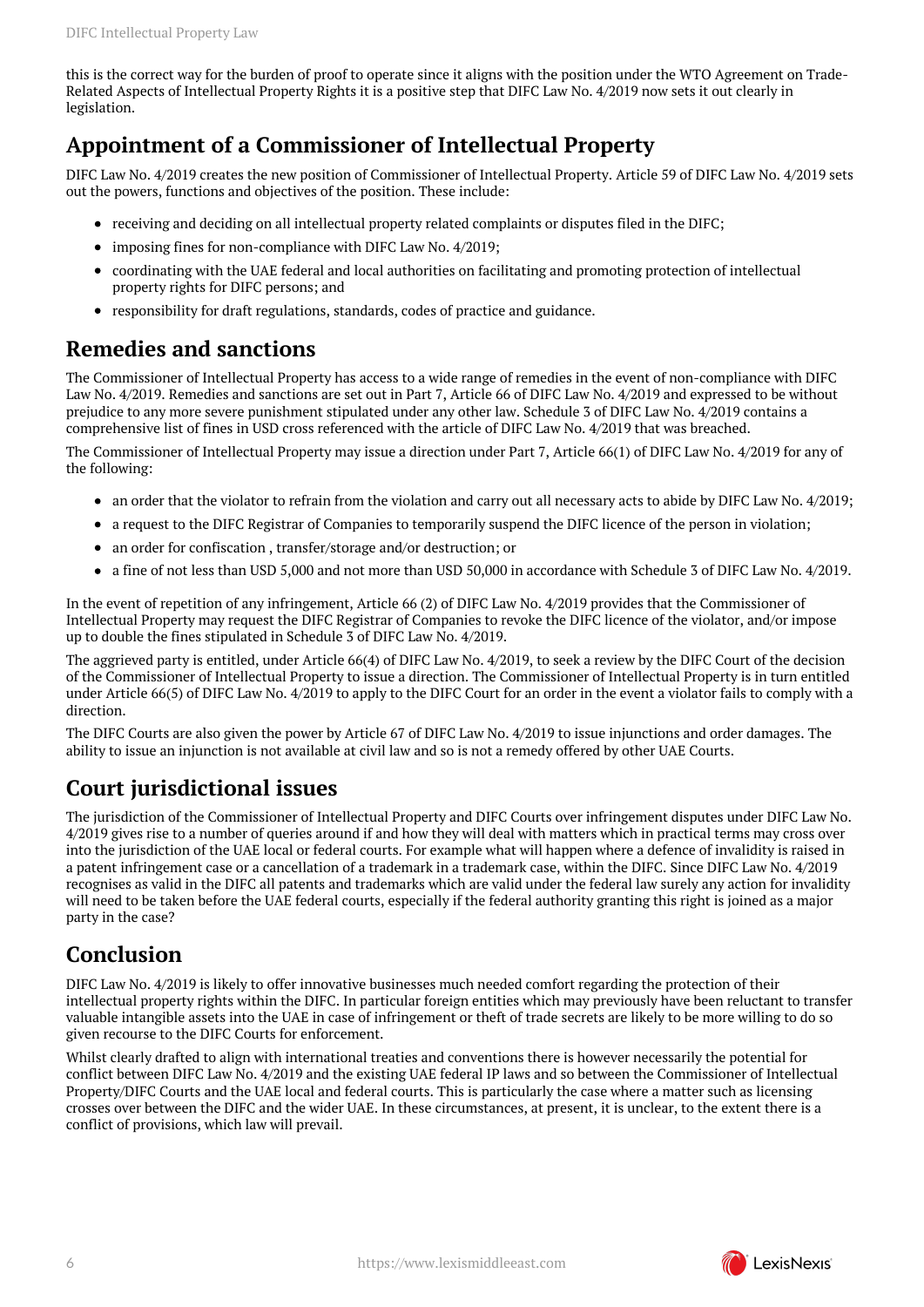this is the correct way for the burden of proof to operate since it aligns with the position under the WTO Agreement on Trade-Related Aspects of Intellectual Property Rights it is a positive step that DIFC Law No. 4/2019 now sets it out clearly in legislation.

## Appointment of a Commissioner of Intellectual Property

DIFC Law No. 4/2019 creates the new position of Commissioner of Intellectual Property. Article 59 of DIFC Law No. 4/2019 sets out the powers, functions and objectives of the position. These include:

- receiving and deciding on all intellectual property related complaints or disputes filed in the DIFC;
- imposing fines for non-compliance with DIFC Law No. 4/2019;
- coordinating with the UAE federal and local authorities on facilitating and promoting protection of intellectual property rights for DIFC persons; and
- responsibility for draft regulations, standards, codes of practice and guidance.

## Remedies and sanctions

The Commissioner of Intellectual Property has access to a wide range of remedies in the event of non-compliance with DIFC Law No. 4/2019. Remedies and sanctions are set out in Part 7, Article 66 of DIFC Law No. 4/2019 and expressed to be without prejudice to any more severe punishment stipulated under any other law. Schedule 3 of DIFC Law No. 4/2019 contains a comprehensive list of fines in USD cross referenced with the article of DIFC Law No. 4/2019 that was breached.

The Commissioner of Intellectual Property may issue a direction under Part 7, Article 66(1) of DIFC Law No. 4/2019 for any of the following:

- an order that the violator to refrain from the violation and carry out all necessary acts to abide by DIFC Law No. 4/2019;
- a request to the DIFC Registrar of Companies to temporarily suspend the DIFC licence of the person in violation;
- an order for confiscation , transfer/storage and/or destruction; or
- a fine of not less than USD 5,000 and not more than USD 50,000 in accordance with Schedule 3 of DIFC Law No. 4/2019.

In the event of repetition of any infringement, Article 66 (2) of DIFC Law No. 4/2019 provides that the Commissioner of Intellectual Property may request the DIFC Registrar of Companies to revoke the DIFC licence of the violator, and/or impose up to double the fines stipulated in Schedule 3 of DIFC Law No. 4/2019.

The aggrieved party is entitled, under Article 66(4) of DIFC Law No. 4/2019, to seek a review by the DIFC Court of the decision of the Commissioner of Intellectual Property to issue a direction. The Commissioner of Intellectual Property is in turn entitled under Article 66(5) of DIFC Law No. 4/2019 to apply to the DIFC Court for an order in the event a violator fails to comply with a direction.

The DIFC Courts are also given the power by Article 67 of DIFC Law No. 4/2019 to issue injunctions and order damages. The ability to issue an injunction is not available at civil law and so is not a remedy offered by other UAE Courts.

## Court jurisdictional issues

The jurisdiction of the Commissioner of Intellectual Property and DIFC Courts over infringement disputes under DIFC Law No. 4/2019 gives rise to a number of queries around if and how they will deal with matters which in practical terms may cross over into the jurisdiction of the UAE local or federal courts. For example what will happen where a defence of invalidity is raised in a patent infringement case or a cancellation of a trademark in a trademark case, within the DIFC. Since DIFC Law No. 4/2019 recognises as valid in the DIFC all patents and trademarks which are valid under the federal law surely any action for invalidity will need to be taken before the UAE federal courts, especially if the federal authority granting this right is joined as a major party in the case?

## Conclusion

DIFC Law No. 4/2019 is likely to offer innovative businesses much needed comfort regarding the protection of their intellectual property rights within the DIFC. In particular foreign entities which may previously have been reluctant to transfer valuable intangible assets into the UAE in case of infringement or theft of trade secrets are likely to be more willing to do so given recourse to the DIFC Courts for enforcement.

Whilst clearly drafted to align with international treaties and conventions there is however necessarily the potential for conflict between DIFC Law No. 4/2019 and the existing UAE federal IP laws and so between the Commissioner of Intellectual Property/DIFC Courts and the UAE local and federal courts. This is particularly the case where a matter such as licensing crosses over between the DIFC and the wider UAE. In these circumstances, at present, it is unclear, to the extent there is a conflict of provisions, which law will prevail.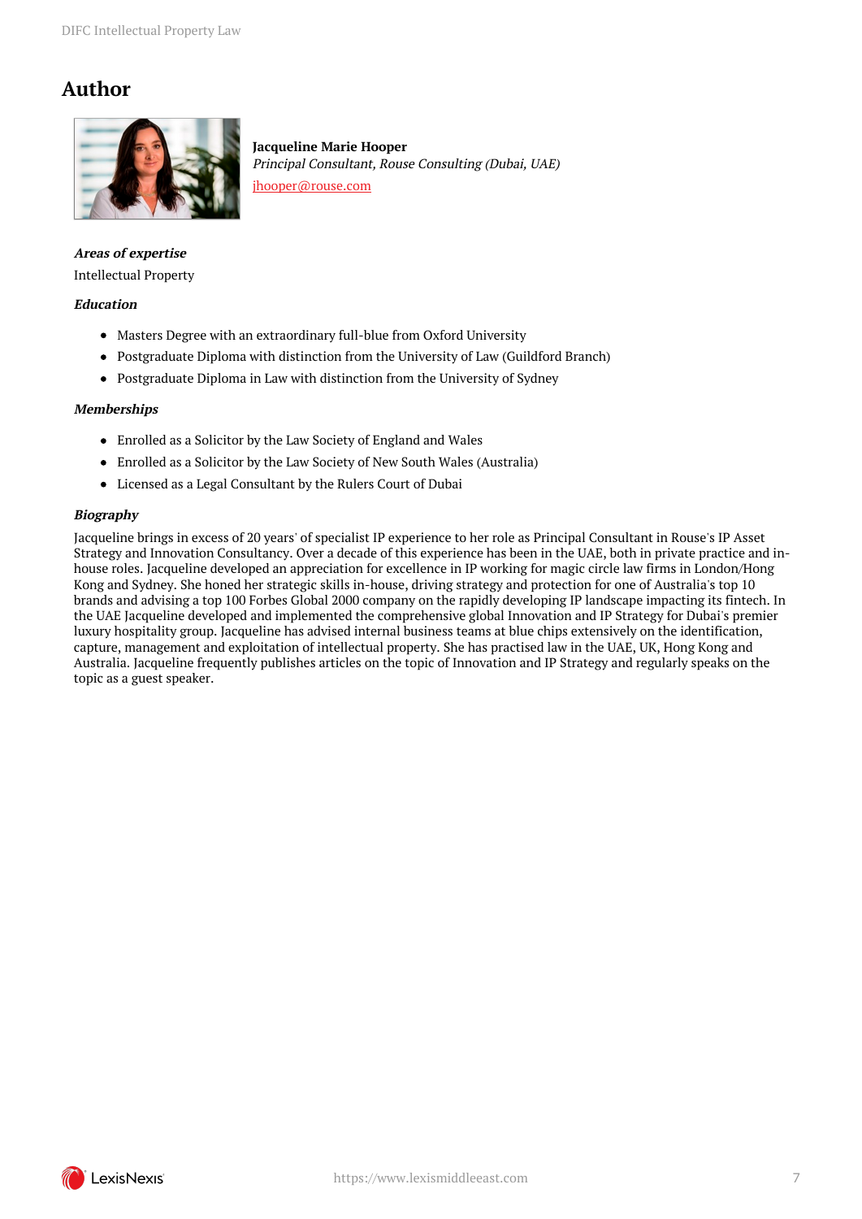# Author

**Jacqueline Marie Hooper**
*Principal Consultant, Rouse Consulting (Dubai, UAE)*
jhooper@rouse.com

***Areas of expertise***

Intellectual Property

***Education***

- Masters Degree with an extraordinary full-blue from Oxford University
- Postgraduate Diploma with distinction from the University of Law (Guildford Branch)
- Postgraduate Diploma in Law with distinction from the University of Sydney

***Memberships***

- Enrolled as a Solicitor by the Law Society of England and Wales
- Enrolled as a Solicitor by the Law Society of New South Wales (Australia)
- Licensed as a Legal Consultant by the Rulers Court of Dubai

***Biography***

Jacqueline brings in excess of 20 years' of specialist IP experience to her role as Principal Consultant in Rouse's IP Asset Strategy and Innovation Consultancy. Over a decade of this experience has been in the UAE, both in private practice and in-house roles. Jacqueline developed an appreciation for excellence in IP working for magic circle law firms in London/Hong Kong and Sydney. She honed her strategic skills in-house, driving strategy and protection for one of Australia's top 10 brands and advising a top 100 Forbes Global 2000 company on the rapidly developing IP landscape impacting its fintech. In the UAE Jacqueline developed and implemented the comprehensive global Innovation and IP Strategy for Dubai's premier luxury hospitality group. Jacqueline has advised internal business teams at blue chips extensively on the identification, capture, management and exploitation of intellectual property. She has practised law in the UAE, UK, Hong Kong and Australia. Jacqueline frequently publishes articles on the topic of Innovation and IP Strategy and regularly speaks on the topic as a guest speaker.